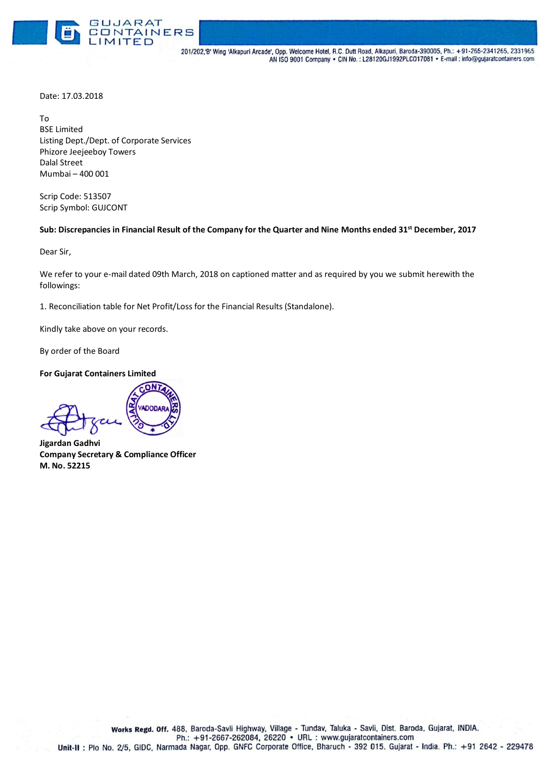Date: 17.03.2018

To
BSE Limited
Listing Dept./Dept. of Corporate Services
Phizore Jeejeeboy Towers
Dalal Street
Mumbai – 400 001

Scrip Code: 513507
Scrip Symbol: GUJCONT

**Sub: Discrepancies in Financial Result of the Company for the Quarter and Nine Months ended 31st December, 2017**

Dear Sir,

We refer to your e-mail dated 09th March, 2018 on captioned matter and as required by you we submit herewith the followings:

1. Reconciliation table for Net Profit/Loss for the Financial Results (Standalone).

Kindly take above on your records.

By order of the Board

**For Gujarat Containers Limited**

**Jigardan Gadhvi**
**Company Secretary & Compliance Officer**
**M. No. 52215**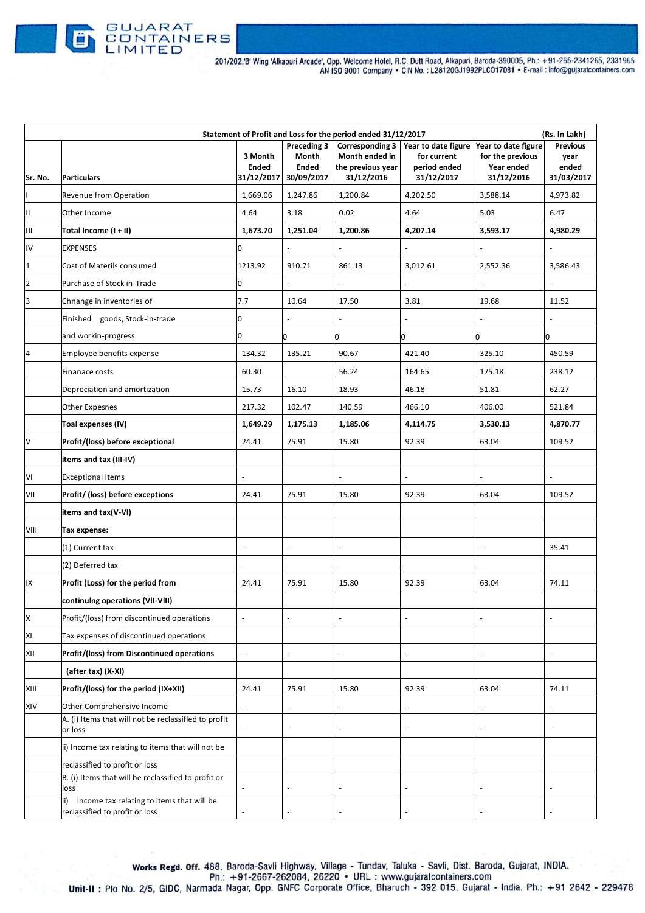**GUJARAT CONTAINERS LIMITED**

201/202,'B' Wing 'Alkapuri Arcade', Opp. Welcome Hotel, R.C. Dutt Road, Alkapuri, Baroda-390005, Ph.: +91-265-2341265, 2331965
AN ISO 9001 Company • CIN No. : L28120GJ1992PLC017081 • E-mail : info@gujaratcontainers.com

**Statement of Profit and Loss for the period ended 31/12/2017** (Rs. In Lakh)

| Sr. No. | Particulars | 3 Month Ended 31/12/2017 | Preceding 3 Month Ended 30/09/2017 | Corresponding 3 Month ended in the previous year 31/12/2016 | Year to date figure for current period ended 31/12/2017 | Year to date figure for the previous Year ended 31/12/2016 | Previous year ended 31/03/2017 |
|---|---|---|---|---|---|---|---|
| I | Revenue from Operation | 1,669.06 | 1,247.86 | 1,200.84 | 4,202.50 | 3,588.14 | 4,973.82 |
| II | Other Income | 4.64 | 3.18 | 0.02 | 4.64 | 5.03 | 6.47 |
| **III** | **Total Income (I + II)** | **1,673.70** | **1,251.04** | **1,200.86** | **4,207.14** | **3,593.17** | **4,980.29** |
| IV | EXPENSES | 0 | - | - | - | - | - |
| 1 | Cost of Materils consumed | 1213.92 | 910.71 | 861.13 | 3,012.61 | 2,552.36 | 3,586.43 |
| 2 | Purchase of Stock in-Trade | 0 | - | - | - | - | - |
| 3 | Chnange in inventories of | 7.7 | 10.64 | 17.50 | 3.81 | 19.68 | 11.52 |
| | Finished goods, Stock-in-trade | 0 | - | - | - | - | - |
| | and workin-progress | 0 | 0 | 0 | 0 | 0 | 0 |
| 4 | Employee benefits expense | 134.32 | 135.21 | 90.67 | 421.40 | 325.10 | 450.59 |
| | Finanace costs | 60.30 | | 56.24 | 164.65 | 175.18 | 238.12 |
| | Depreciation and amortization | 15.73 | 16.10 | 18.93 | 46.18 | 51.81 | 62.27 |
| | Other Expesnes | 217.32 | 102.47 | 140.59 | 466.10 | 406.00 | 521.84 |
| | **Toal expenses (IV)** | **1,649.29** | **1,175.13** | **1,185.06** | **4,114.75** | **3,530.13** | **4,870.77** |
| V | **Profit/(loss) before exceptional** | 24.41 | 75.91 | 15.80 | 92.39 | 63.04 | 109.52 |
| | **items and tax (III-IV)** | | | | | | |
| VI | Exceptional Items | - | | - | - | - | - |
| VII | **Profit/ (loss) before exceptions** | 24.41 | 75.91 | 15.80 | 92.39 | 63.04 | 109.52 |
| | **items and tax(V-VI)** | | | | | | |
| VIII | **Tax expense:** | | | | | | |
| | (1) Current tax | - | - | - | - | - | 35.41 |
| | (2) Deferred tax | - | - | - | - | - | - |
| IX | **Profit (Loss) for the period from** | 24.41 | 75.91 | 15.80 | 92.39 | 63.04 | 74.11 |
| | **continulng operations (VII-VIII)** | | | | | | |
| X | Profit/(loss) from discontinued operations | - | - | - | - | - | - |
| XI | Tax expenses of discontinued operations | | | | | | |
| XII | **Profit/(loss) from Discontinued operations** | - | - | - | - | - | - |
| | **(after tax) (X-XI)** | | | | | | |
| XIII | **Profit/(loss) for the period (IX+XII)** | 24.41 | 75.91 | 15.80 | 92.39 | 63.04 | 74.11 |
| XIV | Other Comprehensive Income | - | - | - | - | - | - |
| | A. (i) Items that will not be reclassified to proflt or loss | - | - | - | - | - | - |
| | ii) Income tax relating to items that will not be | | | | | | |
| | reclassified to profit or loss | | | | | | |
| | B. (i) Items that will be reclassified to profit or loss | - | - | - | - | - | - |
| | ii) Income tax relating to items that will be reclassified to profit or loss | - | - | - | - | - | - |

**Works Regd. Off.** 488, Baroda-Savli Highway, Village - Tundav, Taluka - Savli, Dist. Baroda, Gujarat, INDIA.
Ph.: +91-2667-262084, 26220 • URL : www.gujaratcontainers.com
**Unit-II :** Plo No. 2/5, GIDC, Narmada Nagar, Opp. GNFC Corporate Office, Bharuch - 392 015. Gujarat - India. Ph.: +91 2642 - 229478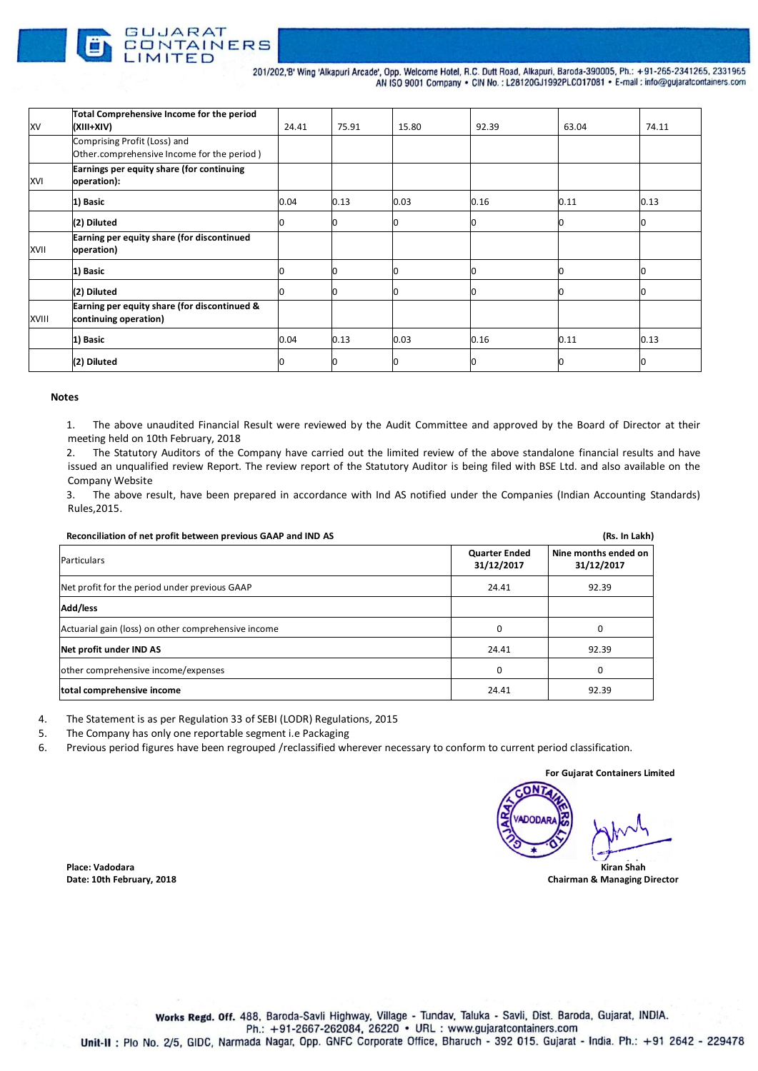| | | | | | | | |
|---|---|---|---|---|---|---|---|
| XV | **Total Comprehensive Income for the period (XIII+XIV)** | 24.41 | 75.91 | 15.80 | 92.39 | 63.04 | 74.11 |
| | Comprising Profit (Loss) and Other.comprehensive Income for the period ) | | | | | | |
| XVI | **Earnings per equity share (for continuing operation):** | | | | | | |
| | **1) Basic** | 0.04 | 0.13 | 0.03 | 0.16 | 0.11 | 0.13 |
| | **(2) Diluted** | 0 | 0 | 0 | 0 | 0 | 0 |
| XVII | **Earning per equity share (for discontinued operation)** | | | | | | |
| | **1) Basic** | 0 | 0 | 0 | 0 | 0 | 0 |
| | **(2) Diluted** | 0 | 0 | 0 | 0 | 0 | 0 |
| XVIII | **Earning per equity share (for discontinued & continuing operation)** | | | | | | |
| | **1) Basic** | 0.04 | 0.13 | 0.03 | 0.16 | 0.11 | 0.13 |
| | **(2) Diluted** | 0 | 0 | 0 | 0 | 0 | 0 |

**Notes**

1. The above unaudited Financial Result were reviewed by the Audit Committee and approved by the Board of Director at their meeting held on 10th February, 2018
2. The Statutory Auditors of the Company have carried out the limited review of the above standalone financial results and have issued an unqualified review Report. The review report of the Statutory Auditor is being filed with BSE Ltd. and also available on the Company Website
3. The above result, have been prepared in accordance with Ind AS notified under the Companies (Indian Accounting Standards) Rules,2015.

**Reconciliation of net profit between previous GAAP and IND AS** (Rs. In Lakh)

| Particulars | Quarter Ended 31/12/2017 | Nine months ended on 31/12/2017 |
|---|---|---|
| Net profit for the period under previous GAAP | 24.41 | 92.39 |
| **Add/less** | | |
| Actuarial gain (loss) on other comprehensive income | 0 | 0 |
| **Net profit under IND AS** | 24.41 | 92.39 |
| other comprehensive income/expenses | 0 | 0 |
| **total comprehensive income** | 24.41 | 92.39 |

4. The Statement is as per Regulation 33 of SEBI (LODR) Regulations, 2015
5. The Company has only one reportable segment i.e Packaging
6. Previous period figures have been regrouped /reclassified wherever necessary to conform to current period classification.

**For Gujarat Containers Limited**

**Place: Vadodara**
**Date: 10th February, 2018**

**Kiran Shah**
**Chairman & Managing Director**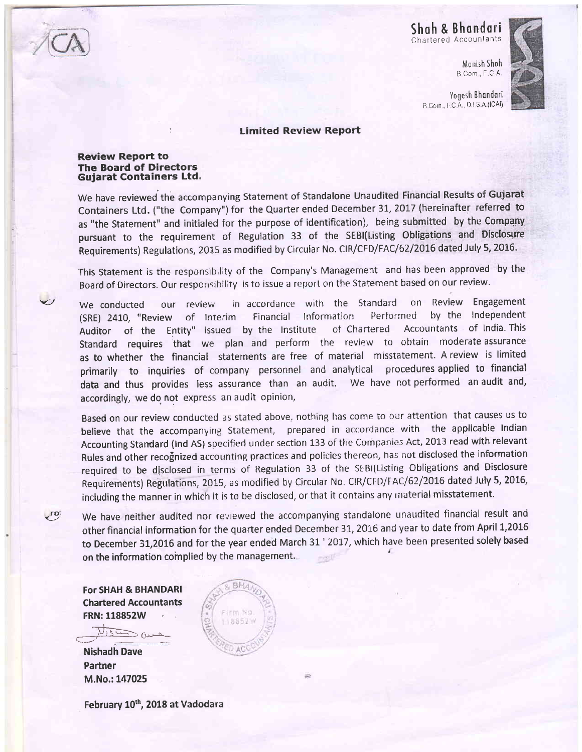**Shah & Bhandari**
Chartered Accountants

Manish Shah
B Com., F.C.A.

Yogesh Bhandari
B Com., F.C.A., D.I.S.A.(ICAI)

## Limited Review Report

**Review Report to**
**The Board of Directors**
**Gujarat Containers Ltd.**

We have reviewed the accompanying Statement of Standalone Unaudited Financial Results of Gujarat Containers Ltd. ("the Company") for the Quarter ended December 31, 2017 (hereinafter referred to as "the Statement" and initialed for the purpose of identification), being submitted by the Company pursuant to the requirement of Regulation 33 of the SEBI(Listing Obligations and Disclosure Requirements) Regulations, 2015 as modified by Circular No. CIR/CFD/FAC/62/2016 dated July 5, 2016.

This Statement is the responsibility of the Company's Management and has been approved by the Board of Directors. Our responsibility is to issue a report on the Statement based on our review.

We conducted our review in accordance with the Standard on Review Engagement (SRE) 2410, "Review of Interim Financial Information Performed by the Independent Auditor of the Entity" issued by the Institute of Chartered Accountants of India. This Standard requires that we plan and perform the review to obtain moderate assurance as to whether the financial statements are free of material misstatement. A review is limited primarily to inquiries of company personnel and analytical procedures applied to financial data and thus provides less assurance than an audit. We have not performed an audit and, accordingly, we do not express an audit opinion,

Based on our review conducted as stated above, nothing has come to our attention that causes us to believe that the accompanying Statement, prepared in accordance with the applicable Indian Accounting Standard (Ind AS) specified under section 133 of the Companies Act, 2013 read with relevant Rules and other recognized accounting practices and policies thereon, has not disclosed the information required to be disclosed in terms of Regulation 33 of the SEBI(Listing Obligations and Disclosure Requirements) Regulations, 2015, as modified by Circular No. CIR/CFD/FAC/62/2016 dated July 5, 2016, including the manner in which it is to be disclosed, or that it contains any material misstatement.

We have neither audited nor reviewed the accompanying standalone unaudited financial result and other financial information for the quarter ended December 31, 2016 and year to date from April 1,2016 to December 31,2016 and for the year ended March 31 ' 2017, which have been presented solely based on the information complied by the management.

**For SHAH & BHANDARI**
**Chartered Accountants**
**FRN: 118852W**

**Nishadh Dave**
**Partner**
**M.No.: 147025**

**February 10th, 2018 at Vadodara**